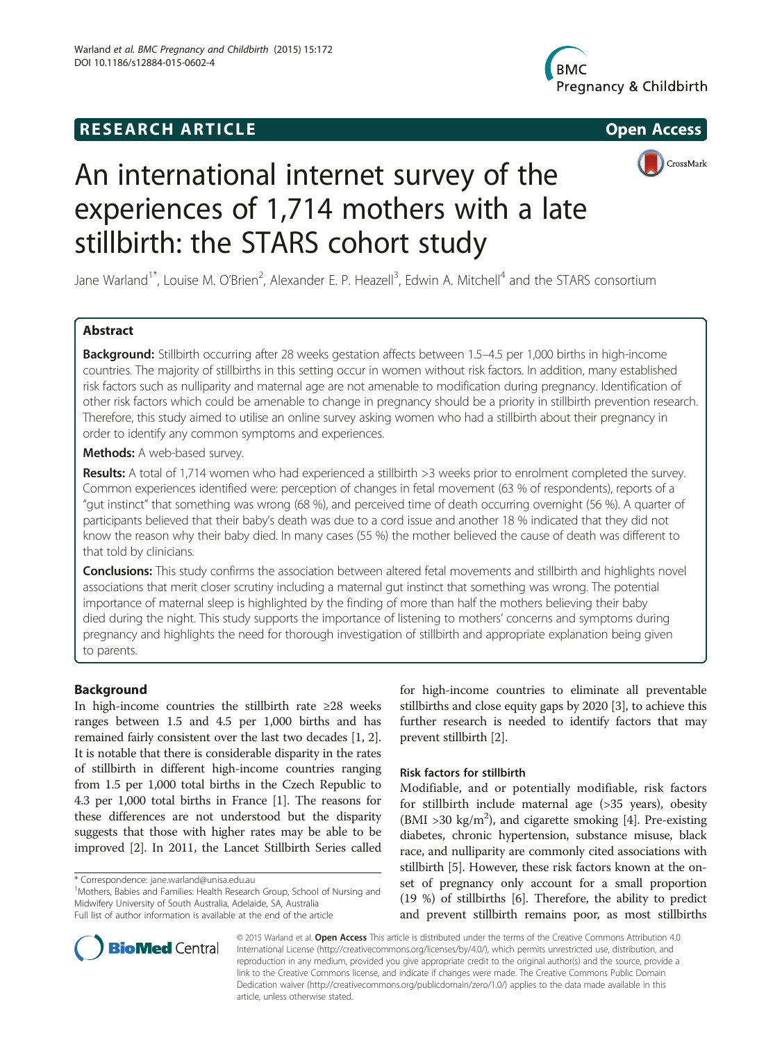**RESEARCH ARTICLE** **Open Access**

# An international internet survey of the experiences of 1,714 mothers with a late stillbirth: the STARS cohort study

Jane Warland[1*], Louise M. O'Brien[2], Alexander E. P. Heazell[3], Edwin A. Mitchell[4] and the STARS consortium

## Abstract

**Background:** Stillbirth occurring after 28 weeks gestation affects between 1.5–4.5 per 1,000 births in high-income countries. The majority of stillbirths in this setting occur in women without risk factors. In addition, many established risk factors such as nulliparity and maternal age are not amenable to modification during pregnancy. Identification of other risk factors which could be amenable to change in pregnancy should be a priority in stillbirth prevention research. Therefore, this study aimed to utilise an online survey asking women who had a stillbirth about their pregnancy in order to identify any common symptoms and experiences.

**Methods:** A web-based survey.

**Results:** A total of 1,714 women who had experienced a stillbirth >3 weeks prior to enrolment completed the survey. Common experiences identified were: perception of changes in fetal movement (63 % of respondents), reports of a "gut instinct" that something was wrong (68 %), and perceived time of death occurring overnight (56 %). A quarter of participants believed that their baby's death was due to a cord issue and another 18 % indicated that they did not know the reason why their baby died. In many cases (55 %) the mother believed the cause of death was different to that told by clinicians.

**Conclusions:** This study confirms the association between altered fetal movements and stillbirth and highlights novel associations that merit closer scrutiny including a maternal gut instinct that something was wrong. The potential importance of maternal sleep is highlighted by the finding of more than half the mothers believing their baby died during the night. This study supports the importance of listening to mothers' concerns and symptoms during pregnancy and highlights the need for thorough investigation of stillbirth and appropriate explanation being given to parents.

## Background

In high-income countries the stillbirth rate ≥28 weeks ranges between 1.5 and 4.5 per 1,000 births and has remained fairly consistent over the last two decades [1, 2]. It is notable that there is considerable disparity in the rates of stillbirth in different high-income countries ranging from 1.5 per 1,000 total births in the Czech Republic to 4.3 per 1,000 total births in France [1]. The reasons for these differences are not understood but the disparity suggests that those with higher rates may be able to be improved [2]. In 2011, the Lancet Stillbirth Series called for high-income countries to eliminate all preventable stillbirths and close equity gaps by 2020 [3], to achieve this further research is needed to identify factors that may prevent stillbirth [2].

### Risk factors for stillbirth

Modifiable, and or potentially modifiable, risk factors for stillbirth include maternal age (>35 years), obesity (BMI >30 $kg/m^2$), and cigarette smoking [4]. Pre-existing diabetes, chronic hypertension, substance misuse, black race, and nulliparity are commonly cited associations with stillbirth [5]. However, these risk factors known at the onset of pregnancy only account for a small proportion (19 %) of stillbirths [6]. Therefore, the ability to predict and prevent stillbirth remains poor, as most stillbirths

\* Correspondence: jane.warland@unisa.edu.au
[1]Mothers, Babies and Families: Health Research Group, School of Nursing and Midwifery University of South Australia, Adelaide, SA, Australia
Full list of author information is available at the end of the article

© 2015 Warland et al. **Open Access** This article is distributed under the terms of the Creative Commons Attribution 4.0 International License (http://creativecommons.org/licenses/by/4.0/), which permits unrestricted use, distribution, and reproduction in any medium, provided you give appropriate credit to the original author(s) and the source, provide a link to the Creative Commons license, and indicate if changes were made. The Creative Commons Public Domain Dedication waiver (http://creativecommons.org/publicdomain/zero/1.0/) applies to the data made available in this article, unless otherwise stated.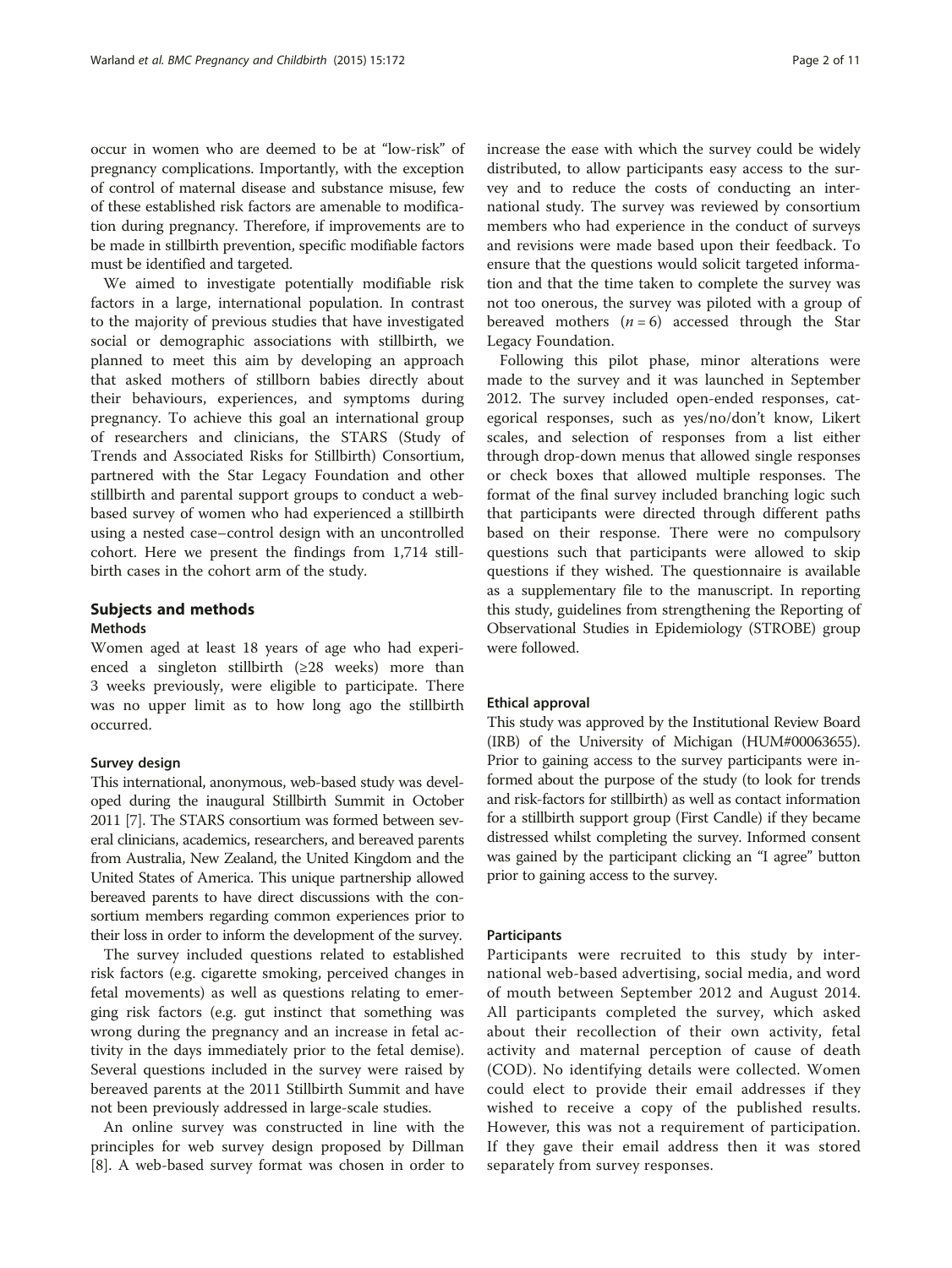occur in women who are deemed to be at "low-risk" of pregnancy complications. Importantly, with the exception of control of maternal disease and substance misuse, few of these established risk factors are amenable to modification during pregnancy. Therefore, if improvements are to be made in stillbirth prevention, specific modifiable factors must be identified and targeted.

We aimed to investigate potentially modifiable risk factors in a large, international population. In contrast to the majority of previous studies that have investigated social or demographic associations with stillbirth, we planned to meet this aim by developing an approach that asked mothers of stillborn babies directly about their behaviours, experiences, and symptoms during pregnancy. To achieve this goal an international group of researchers and clinicians, the STARS (Study of Trends and Associated Risks for Stillbirth) Consortium, partnered with the Star Legacy Foundation and other stillbirth and parental support groups to conduct a web-based survey of women who had experienced a stillbirth using a nested case–control design with an uncontrolled cohort. Here we present the findings from 1,714 stillbirth cases in the cohort arm of the study.

## Subjects and methods

### Methods

Women aged at least 18 years of age who had experienced a singleton stillbirth (≥28 weeks) more than 3 weeks previously, were eligible to participate. There was no upper limit as to how long ago the stillbirth occurred.

#### Survey design

This international, anonymous, web-based study was developed during the inaugural Stillbirth Summit in October 2011 [7]. The STARS consortium was formed between several clinicians, academics, researchers, and bereaved parents from Australia, New Zealand, the United Kingdom and the United States of America. This unique partnership allowed bereaved parents to have direct discussions with the consortium members regarding common experiences prior to their loss in order to inform the development of the survey.

The survey included questions related to established risk factors (e.g. cigarette smoking, perceived changes in fetal movements) as well as questions relating to emerging risk factors (e.g. gut instinct that something was wrong during the pregnancy and an increase in fetal activity in the days immediately prior to the fetal demise). Several questions included in the survey were raised by bereaved parents at the 2011 Stillbirth Summit and have not been previously addressed in large-scale studies.

An online survey was constructed in line with the principles for web survey design proposed by Dillman [8]. A web-based survey format was chosen in order to increase the ease with which the survey could be widely distributed, to allow participants easy access to the survey and to reduce the costs of conducting an international study. The survey was reviewed by consortium members who had experience in the conduct of surveys and revisions were made based upon their feedback. To ensure that the questions would solicit targeted information and that the time taken to complete the survey was not too onerous, the survey was piloted with a group of bereaved mothers ($n = 6$) accessed through the Star Legacy Foundation.

Following this pilot phase, minor alterations were made to the survey and it was launched in September 2012. The survey included open-ended responses, categorical responses, such as yes/no/don't know, Likert scales, and selection of responses from a list either through drop-down menus that allowed single responses or check boxes that allowed multiple responses. The format of the final survey included branching logic such that participants were directed through different paths based on their response. There were no compulsory questions such that participants were allowed to skip questions if they wished. The questionnaire is available as a supplementary file to the manuscript. In reporting this study, guidelines from strengthening the Reporting of Observational Studies in Epidemiology (STROBE) group were followed.

#### Ethical approval

This study was approved by the Institutional Review Board (IRB) of the University of Michigan (HUM#00063655). Prior to gaining access to the survey participants were informed about the purpose of the study (to look for trends and risk-factors for stillbirth) as well as contact information for a stillbirth support group (First Candle) if they became distressed whilst completing the survey. Informed consent was gained by the participant clicking an "I agree" button prior to gaining access to the survey.

#### Participants

Participants were recruited to this study by international web-based advertising, social media, and word of mouth between September 2012 and August 2014. All participants completed the survey, which asked about their recollection of their own activity, fetal activity and maternal perception of cause of death (COD). No identifying details were collected. Women could elect to provide their email addresses if they wished to receive a copy of the published results. However, this was not a requirement of participation. If they gave their email address then it was stored separately from survey responses.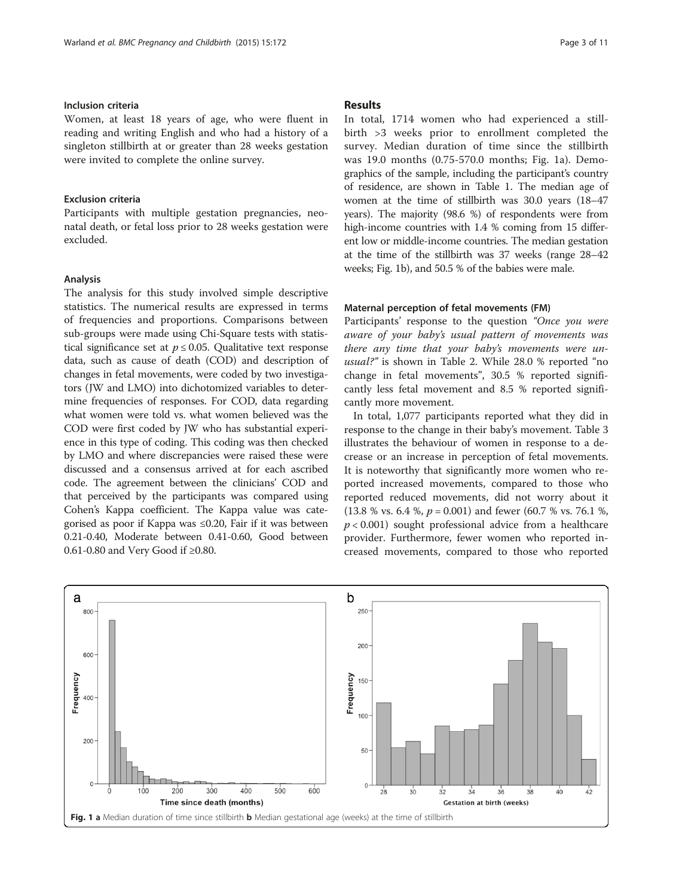### Inclusion criteria

Women, at least 18 years of age, who were fluent in reading and writing English and who had a history of a singleton stillbirth at or greater than 28 weeks gestation were invited to complete the online survey.

### Exclusion criteria

Participants with multiple gestation pregnancies, neonatal death, or fetal loss prior to 28 weeks gestation were excluded.

### Analysis

The analysis for this study involved simple descriptive statistics. The numerical results are expressed in terms of frequencies and proportions. Comparisons between sub-groups were made using Chi-Square tests with statistical significance set at $p \leq 0.05$. Qualitative text response data, such as cause of death (COD) and description of changes in fetal movements, were coded by two investigators (JW and LMO) into dichotomized variables to determine frequencies of responses. For COD, data regarding what women were told vs. what women believed was the COD were first coded by JW who has substantial experience in this type of coding. This coding was then checked by LMO and where discrepancies were raised these were discussed and a consensus arrived at for each ascribed code. The agreement between the clinicians' COD and that perceived by the participants was compared using Cohen's Kappa coefficient. The Kappa value was categorised as poor if Kappa was ≤0.20, Fair if it was between 0.21-0.40, Moderate between 0.41-0.60, Good between 0.61-0.80 and Very Good if ≥0.80.

## Results

In total, 1714 women who had experienced a stillbirth >3 weeks prior to enrollment completed the survey. Median duration of time since the stillbirth was 19.0 months (0.75-570.0 months; Fig. 1a). Demographics of the sample, including the participant's country of residence, are shown in Table 1. The median age of women at the time of stillbirth was 30.0 years (18–47 years). The majority (98.6 %) of respondents were from high-income countries with 1.4 % coming from 15 different low or middle-income countries. The median gestation at the time of the stillbirth was 37 weeks (range 28–42 weeks; Fig. 1b), and 50.5 % of the babies were male.

### Maternal perception of fetal movements (FM)

Participants' response to the question *"Once you were aware of your baby's usual pattern of movements was there any time that your baby's movements were unusual?"* is shown in Table 2. While 28.0 % reported "no change in fetal movements", 30.5 % reported significantly less fetal movement and 8.5 % reported significantly more movement.

In total, 1,077 participants reported what they did in response to the change in their baby's movement. Table 3 illustrates the behaviour of women in response to a decrease or an increase in perception of fetal movements. It is noteworthy that significantly more women who reported increased movements, compared to those who reported reduced movements, did not worry about it (13.8 % vs. 6.4 %, $p = 0.001$) and fewer (60.7 % vs. 76.1 %, $p < 0.001$) sought professional advice from a healthcare provider. Furthermore, fewer women who reported increased movements, compared to those who reported

**Fig. 1** **a** Median duration of time since stillbirth **b** Median gestational age (weeks) at the time of stillbirth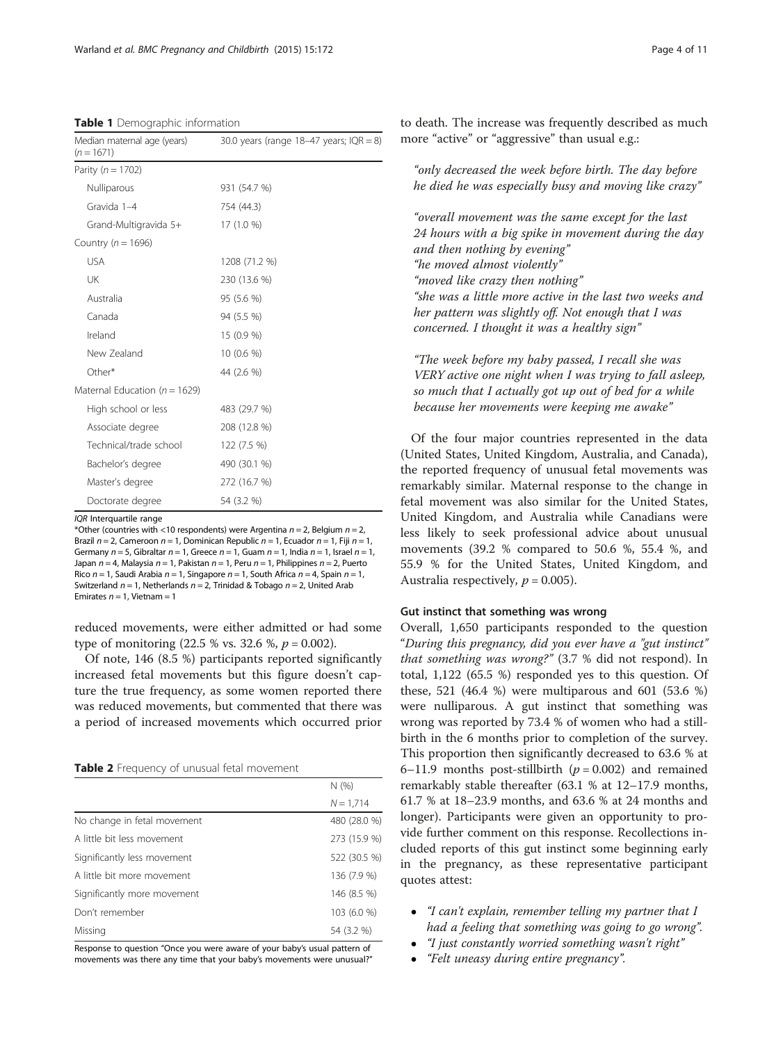**Table 1** Demographic information

| Median maternal age (years) ($n = 1671$) | 30.0 years (range 18–47 years; IQR = 8) |
|---|---|
| Parity ($n = 1702$) | |
| Nulliparous | 931 (54.7 %) |
| Gravida 1–4 | 754 (44.3) |
| Grand-Multigravida 5+ | 17 (1.0 %) |
| Country ($n = 1696$) | |
| USA | 1208 (71.2 %) |
| UK | 230 (13.6 %) |
| Australia | 95 (5.6 %) |
| Canada | 94 (5.5 %) |
| Ireland | 15 (0.9 %) |
| New Zealand | 10 (0.6 %) |
| Other* | 44 (2.6 %) |
| Maternal Education ($n = 1629$) | |
| High school or less | 483 (29.7 %) |
| Associate degree | 208 (12.8 %) |
| Technical/trade school | 122 (7.5 %) |
| Bachelor's degree | 490 (30.1 %) |
| Master's degree | 272 (16.7 %) |
| Doctorate degree | 54 (3.2 %) |

*IQR* Interquartile range

*Other (countries with <10 respondents) were Argentina $n = 2$, Belgium $n = 2$, Brazil $n = 2$, Cameroon $n = 1$, Dominican Republic $n = 1$, Ecuador $n = 1$, Fiji $n = 1$, Germany $n = 5$, Gibraltar $n = 1$, Greece $n = 1$, Guam $n = 1$, India $n = 1$, Israel $n = 1$, Japan $n = 4$, Malaysia $n = 1$, Pakistan $n = 1$, Peru $n = 1$, Philippines $n = 2$, Puerto Rico $n = 1$, Saudi Arabia $n = 1$, Singapore $n = 1$, South Africa $n = 4$, Spain $n = 1$, Switzerland $n = 1$, Netherlands $n = 2$, Trinidad & Tobago $n = 2$, United Arab Emirates $n = 1$, Vietnam = 1

reduced movements, were either admitted or had some type of monitoring (22.5 % vs. 32.6 %, $p = 0.002$).

Of note, 146 (8.5 %) participants reported significantly increased fetal movements but this figure doesn't capture the true frequency, as some women reported there was reduced movements, but commented that there was a period of increased movements which occurred prior to death. The increase was frequently described as much more "active" or "aggressive" than usual e.g.:

> *"only decreased the week before birth. The day before he died he was especially busy and moving like crazy"*
>
> *"overall movement was the same except for the last 24 hours with a big spike in movement during the day and then nothing by evening"*
> *"he moved almost violently"*
> *"moved like crazy then nothing"*
> *"she was a little more active in the last two weeks and her pattern was slightly off. Not enough that I was concerned. I thought it was a healthy sign"*
>
> *"The week before my baby passed, I recall she was VERY active one night when I was trying to fall asleep, so much that I actually got up out of bed for a while because her movements were keeping me awake"*

**Table 2** Frequency of unusual fetal movement

| | N (%) |
|---|---|
| | $N = 1,714$ |
| No change in fetal movement | 480 (28.0 %) |
| A little bit less movement | 273 (15.9 %) |
| Significantly less movement | 522 (30.5 %) |
| A little bit more movement | 136 (7.9 %) |
| Significantly more movement | 146 (8.5 %) |
| Don't remember | 103 (6.0 %) |
| Missing | 54 (3.2 %) |

Response to question "Once you were aware of your baby's usual pattern of movements was there any time that your baby's movements were unusual?"

Of the four major countries represented in the data (United States, United Kingdom, Australia, and Canada), the reported frequency of unusual fetal movements was remarkably similar. Maternal response to the change in fetal movement was also similar for the United States, United Kingdom, and Australia while Canadians were less likely to seek professional advice about unusual movements (39.2 % compared to 50.6 %, 55.4 %, and 55.9 % for the United States, United Kingdom, and Australia respectively, $p = 0.005$).

### Gut instinct that something was wrong

Overall, 1,650 participants responded to the question "*During this pregnancy, did you ever have a "gut instinct" that something was wrong?*" (3.7 % did not respond). In total, 1,122 (65.5 %) responded yes to this question. Of these, 521 (46.4 %) were multiparous and 601 (53.6 %) were nulliparous. A gut instinct that something was wrong was reported by 73.4 % of women who had a stillbirth in the 6 months prior to completion of the survey. This proportion then significantly decreased to 63.6 % at 6–11.9 months post-stillbirth ($p = 0.002$) and remained remarkably stable thereafter (63.1 % at 12–17.9 months, 61.7 % at 18–23.9 months, and 63.6 % at 24 months and longer). Participants were given an opportunity to provide further comment on this response. Recollections included reports of this gut instinct some beginning early in the pregnancy, as these representative participant quotes attest:

- *"I can't explain, remember telling my partner that I had a feeling that something was going to go wrong".*
- *"I just constantly worried something wasn't right"*
- *"Felt uneasy during entire pregnancy".*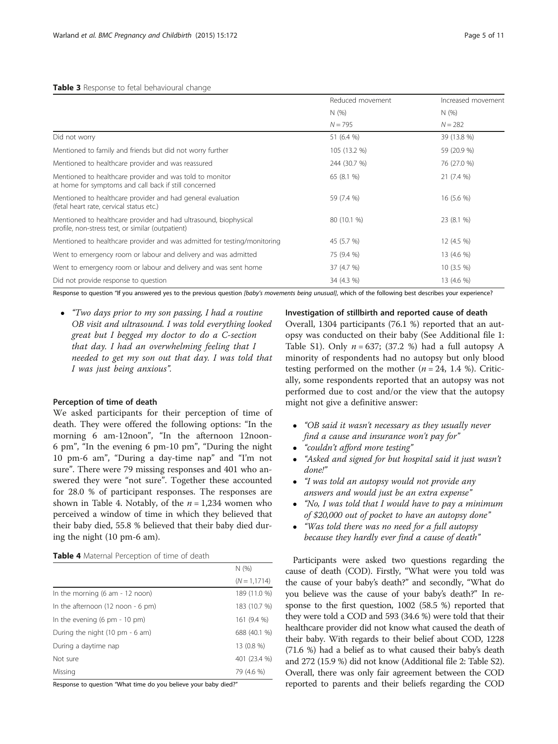**Table 3** Response to fetal behavioural change

| | Reduced movement N (%) $N = 795$ | Increased movement N (%) $N = 282$ |
|---|---|---|
| Did not worry | 51 (6.4 %) | 39 (13.8 %) |
| Mentioned to family and friends but did not worry further | 105 (13.2 %) | 59 (20.9 %) |
| Mentioned to healthcare provider and was reassured | 244 (30.7 %) | 76 (27.0 %) |
| Mentioned to healthcare provider and was told to monitor at home for symptoms and call back if still concerned | 65 (8.1 %) | 21 (7.4 %) |
| Mentioned to healthcare provider and had general evaluation (fetal heart rate, cervical status etc.) | 59 (7.4 %) | 16 (5.6 %) |
| Mentioned to healthcare provider and had ultrasound, biophysical profile, non-stress test, or similar (outpatient) | 80 (10.1 %) | 23 (8.1 %) |
| Mentioned to healthcare provider and was admitted for testing/monitoring | 45 (5.7 %) | 12 (4.5 %) |
| Went to emergency room or labour and delivery and was admitted | 75 (9.4 %) | 13 (4.6 %) |
| Went to emergency room or labour and delivery and was sent home | 37 (4.7 %) | 10 (3.5 %) |
| Did not provide response to question | 34 (4.3 %) | 13 (4.6 %) |

Response to question "If you answered yes to the previous question *[baby's movements being unusual]*, which of the following best describes your experience?

- *"Two days prior to my son passing, I had a routine OB visit and ultrasound. I was told everything looked great but I begged my doctor to do a C-section that day. I had an overwhelming feeling that I needed to get my son out that day. I was told that I was just being anxious".*

#### Perception of time of death

We asked participants for their perception of time of death. They were offered the following options: "In the morning 6 am-12noon", "In the afternoon 12noon-6 pm", "In the evening 6 pm-10 pm", "During the night 10 pm-6 am", "During a day-time nap" and "I'm not sure". There were 79 missing responses and 401 who answered they were "not sure". Together these accounted for 28.0 % of participant responses. The responses are shown in Table 4. Notably, of the $n = 1,234$ women who perceived a window of time in which they believed that their baby died, 55.8 % believed that their baby died during the night (10 pm-6 am).

**Table 4** Maternal Perception of time of death

| | N (%) ($N = 1,1714$) |
|---|---|
| In the morning (6 am - 12 noon) | 189 (11.0 %) |
| In the afternoon (12 noon - 6 pm) | 183 (10.7 %) |
| In the evening (6 pm - 10 pm) | 161 (9.4 %) |
| During the night (10 pm - 6 am) | 688 (40.1 %) |
| During a daytime nap | 13 (0.8 %) |
| Not sure | 401 (23.4 %) |
| Missing | 79 (4.6 %) |

Response to question "What time do you believe your baby died?"

#### Investigation of stillbirth and reported cause of death

Overall, 1304 participants (76.1 %) reported that an autopsy was conducted on their baby (See Additional file 1: Table S1). Only $n = 637$; (37.2 %) had a full autopsy A minority of respondents had no autopsy but only blood testing performed on the mother ($n = 24$, 1.4 %). Critically, some respondents reported that an autopsy was not performed due to cost and/or the view that the autopsy might not give a definitive answer:

- *"OB said it wasn't necessary as they usually never find a cause and insurance won't pay for"*
- *"couldn't afford more testing"*
- *"Asked and signed for but hospital said it just wasn't done!"*
- *"I was told an autopsy would not provide any answers and would just be an extra expense"*
- *"No, I was told that I would have to pay a minimum of $20,000 out of pocket to have an autopsy done"*
- *"Was told there was no need for a full autopsy because they hardly ever find a cause of death"*

Participants were asked two questions regarding the cause of death (COD). Firstly, "What were you told was the cause of your baby's death?" and secondly, "What do you believe was the cause of your baby's death?" In response to the first question, 1002 (58.5 %) reported that they were told a COD and 593 (34.6 %) were told that their healthcare provider did not know what caused the death of their baby. With regards to their belief about COD, 1228 (71.6 %) had a belief as to what caused their baby's death and 272 (15.9 %) did not know (Additional file 2: Table S2). Overall, there was only fair agreement between the COD reported to parents and their beliefs regarding the COD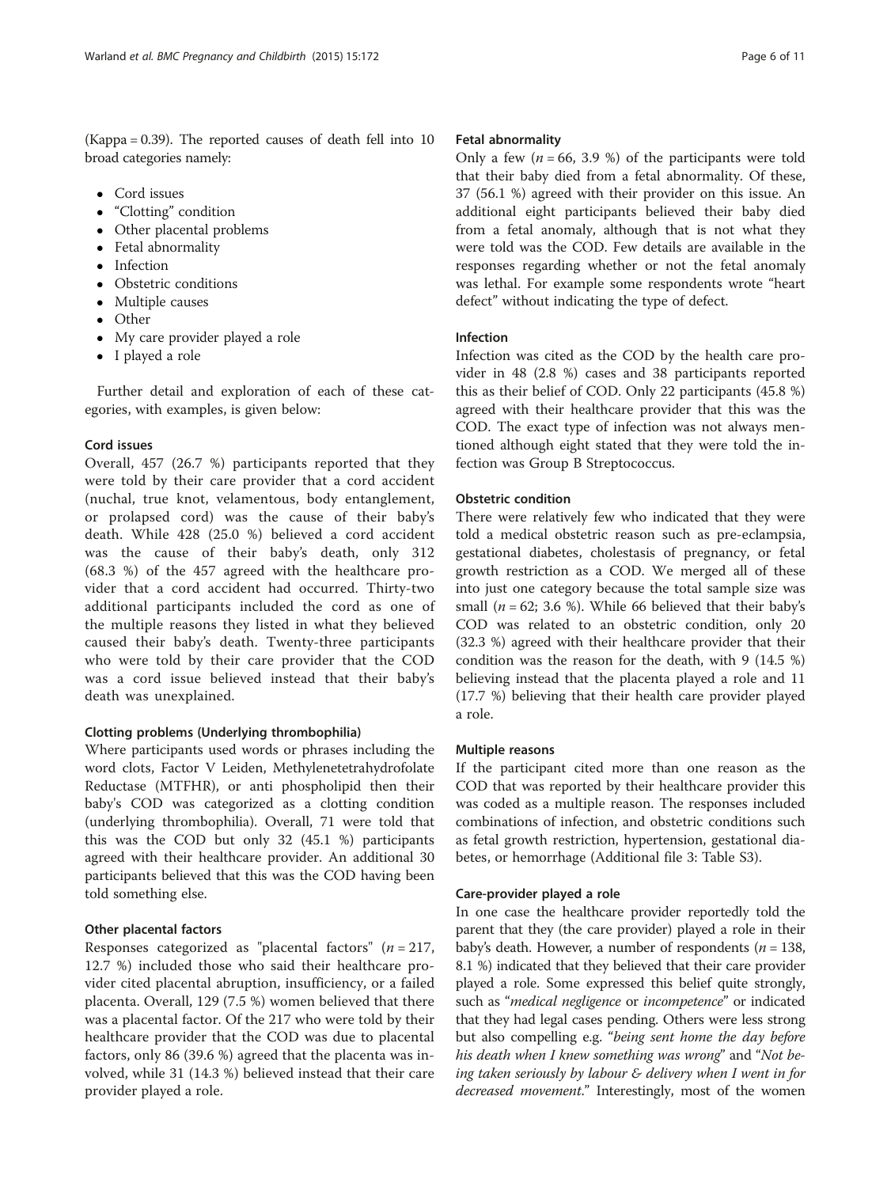(Kappa = 0.39). The reported causes of death fell into 10 broad categories namely:

- Cord issues
- "Clotting" condition
- Other placental problems
- Fetal abnormality
- Infection
- Obstetric conditions
- Multiple causes
- Other
- My care provider played a role
- I played a role

Further detail and exploration of each of these categories, with examples, is given below:

#### Cord issues

Overall, 457 (26.7 %) participants reported that they were told by their care provider that a cord accident (nuchal, true knot, velamentous, body entanglement, or prolapsed cord) was the cause of their baby's death. While 428 (25.0 %) believed a cord accident was the cause of their baby's death, only 312 (68.3 %) of the 457 agreed with the healthcare provider that a cord accident had occurred. Thirty-two additional participants included the cord as one of the multiple reasons they listed in what they believed caused their baby's death. Twenty-three participants who were told by their care provider that the COD was a cord issue believed instead that their baby's death was unexplained.

#### Clotting problems (Underlying thrombophilia)

Where participants used words or phrases including the word clots, Factor V Leiden, Methylenetetrahydrofolate Reductase (MTFHR), or anti phospholipid then their baby's COD was categorized as a clotting condition (underlying thrombophilia). Overall, 71 were told that this was the COD but only 32 (45.1 %) participants agreed with their healthcare provider. An additional 30 participants believed that this was the COD having been told something else.

#### Other placental factors

Responses categorized as "placental factors" ($n = 217$, 12.7 %) included those who said their healthcare provider cited placental abruption, insufficiency, or a failed placenta. Overall, 129 (7.5 %) women believed that there was a placental factor. Of the 217 who were told by their healthcare provider that the COD was due to placental factors, only 86 (39.6 %) agreed that the placenta was involved, while 31 (14.3 %) believed instead that their care provider played a role.

#### Fetal abnormality

Only a few ($n = 66$, 3.9 %) of the participants were told that their baby died from a fetal abnormality. Of these, 37 (56.1 %) agreed with their provider on this issue. An additional eight participants believed their baby died from a fetal anomaly, although that is not what they were told was the COD. Few details are available in the responses regarding whether or not the fetal anomaly was lethal. For example some respondents wrote "heart defect" without indicating the type of defect.

#### Infection

Infection was cited as the COD by the health care provider in 48 (2.8 %) cases and 38 participants reported this as their belief of COD. Only 22 participants (45.8 %) agreed with their healthcare provider that this was the COD. The exact type of infection was not always mentioned although eight stated that they were told the infection was Group B Streptococcus.

#### Obstetric condition

There were relatively few who indicated that they were told a medical obstetric reason such as pre-eclampsia, gestational diabetes, cholestasis of pregnancy, or fetal growth restriction as a COD. We merged all of these into just one category because the total sample size was small ($n = 62$; 3.6 %). While 66 believed that their baby's COD was related to an obstetric condition, only 20 (32.3 %) agreed with their healthcare provider that their condition was the reason for the death, with 9 (14.5 %) believing instead that the placenta played a role and 11 (17.7 %) believing that their health care provider played a role.

#### Multiple reasons

If the participant cited more than one reason as the COD that was reported by their healthcare provider this was coded as a multiple reason. The responses included combinations of infection, and obstetric conditions such as fetal growth restriction, hypertension, gestational diabetes, or hemorrhage (Additional file 3: Table S3).

#### Care-provider played a role

In one case the healthcare provider reportedly told the parent that they (the care provider) played a role in their baby's death. However, a number of respondents ($n = 138$, 8.1 %) indicated that they believed that their care provider played a role. Some expressed this belief quite strongly, such as "*medical negligence* or *incompetence*" or indicated that they had legal cases pending. Others were less strong but also compelling e.g. "*being sent home the day before his death when I knew something was wrong*" and "*Not being taken seriously by labour & delivery when I went in for decreased movement*." Interestingly, most of the women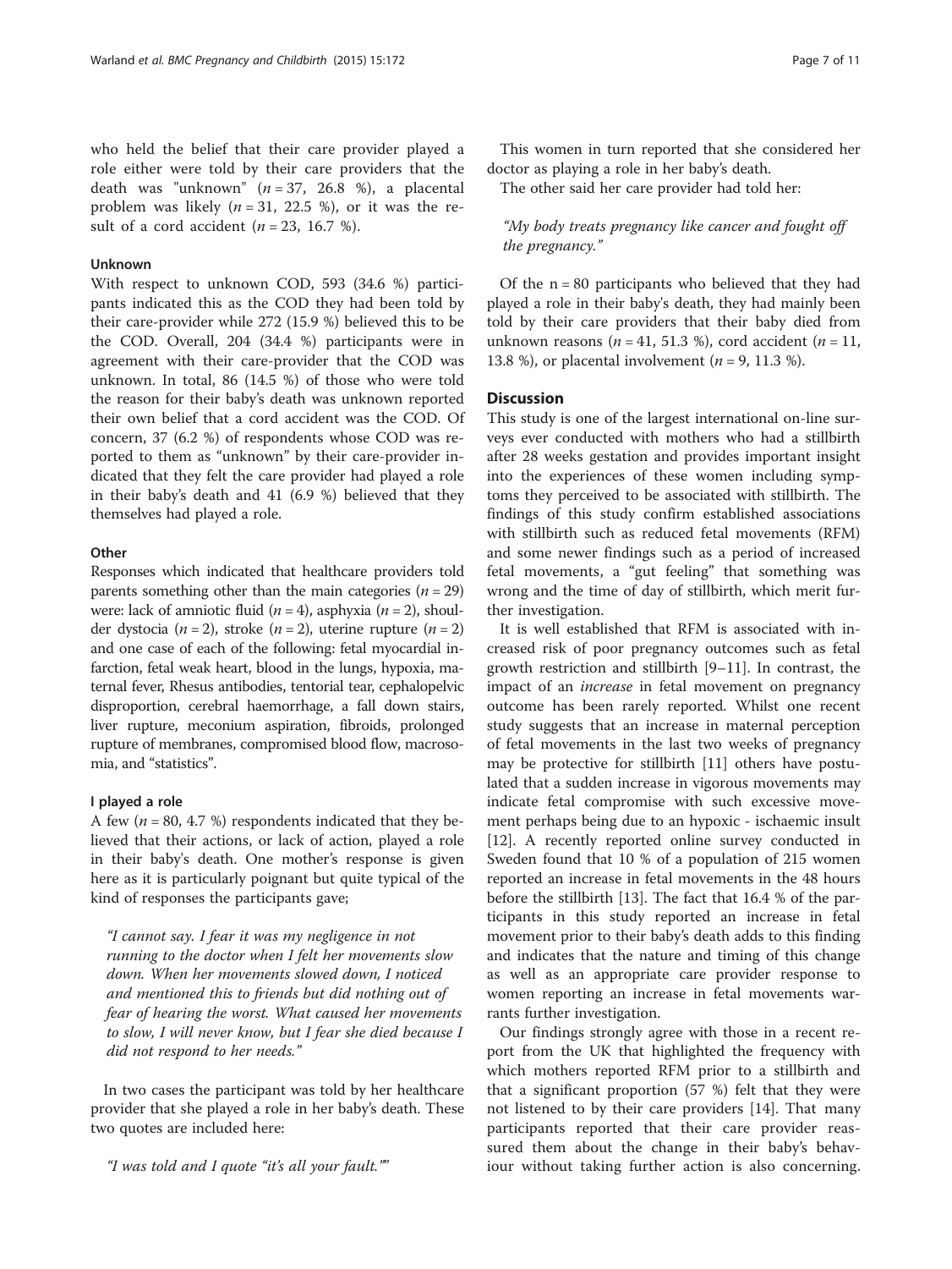who held the belief that their care provider played a role either were told by their care providers that the death was "unknown" ($n = 37$, 26.8 %), a placental problem was likely ($n = 31$, 22.5 %), or it was the result of a cord accident ($n = 23$, 16.7 %).

### Unknown

With respect to unknown COD, 593 (34.6 %) participants indicated this as the COD they had been told by their care-provider while 272 (15.9 %) believed this to be the COD. Overall, 204 (34.4 %) participants were in agreement with their care-provider that the COD was unknown. In total, 86 (14.5 %) of those who were told the reason for their baby's death was unknown reported their own belief that a cord accident was the COD. Of concern, 37 (6.2 %) of respondents whose COD was reported to them as "unknown" by their care-provider indicated that they felt the care provider had played a role in their baby's death and 41 (6.9 %) believed that they themselves had played a role.

### Other

Responses which indicated that healthcare providers told parents something other than the main categories ($n = 29$) were: lack of amniotic fluid ($n = 4$), asphyxia ($n = 2$), shoulder dystocia ($n = 2$), stroke ($n = 2$), uterine rupture ($n = 2$) and one case of each of the following: fetal myocardial infarction, fetal weak heart, blood in the lungs, hypoxia, maternal fever, Rhesus antibodies, tentorial tear, cephalopelvic disproportion, cerebral haemorrhage, a fall down stairs, liver rupture, meconium aspiration, fibroids, prolonged rupture of membranes, compromised blood flow, macrosomia, and "statistics".

### I played a role

A few ($n = 80$, 4.7 %) respondents indicated that they believed that their actions, or lack of action, played a role in their baby's death. One mother's response is given here as it is particularly poignant but quite typical of the kind of responses the participants gave;

> *"I cannot say. I fear it was my negligence in not running to the doctor when I felt her movements slow down. When her movements slowed down, I noticed and mentioned this to friends but did nothing out of fear of hearing the worst. What caused her movements to slow, I will never know, but I fear she died because I did not respond to her needs."*

In two cases the participant was told by her healthcare provider that she played a role in her baby's death. These two quotes are included here:

> *"I was told and I quote "it's all your fault.""*

This women in turn reported that she considered her doctor as playing a role in her baby's death.

The other said her care provider had told her:

> *"My body treats pregnancy like cancer and fought off the pregnancy."*

Of the n = 80 participants who believed that they had played a role in their baby's death, they had mainly been told by their care providers that their baby died from unknown reasons ($n = 41$, 51.3 %), cord accident ($n = 11$, 13.8 %), or placental involvement ($n = 9$, 11.3 %).

## Discussion

This study is one of the largest international on-line surveys ever conducted with mothers who had a stillbirth after 28 weeks gestation and provides important insight into the experiences of these women including symptoms they perceived to be associated with stillbirth. The findings of this study confirm established associations with stillbirth such as reduced fetal movements (RFM) and some newer findings such as a period of increased fetal movements, a "gut feeling" that something was wrong and the time of day of stillbirth, which merit further investigation.

It is well established that RFM is associated with increased risk of poor pregnancy outcomes such as fetal growth restriction and stillbirth [9–11]. In contrast, the impact of an *increase* in fetal movement on pregnancy outcome has been rarely reported. Whilst one recent study suggests that an increase in maternal perception of fetal movements in the last two weeks of pregnancy may be protective for stillbirth [11] others have postulated that a sudden increase in vigorous movements may indicate fetal compromise with such excessive movement perhaps being due to an hypoxic - ischaemic insult [12]. A recently reported online survey conducted in Sweden found that 10 % of a population of 215 women reported an increase in fetal movements in the 48 hours before the stillbirth [13]. The fact that 16.4 % of the participants in this study reported an increase in fetal movement prior to their baby's death adds to this finding and indicates that the nature and timing of this change as well as an appropriate care provider response to women reporting an increase in fetal movements warrants further investigation.

Our findings strongly agree with those in a recent report from the UK that highlighted the frequency with which mothers reported RFM prior to a stillbirth and that a significant proportion (57 %) felt that they were not listened to by their care providers [14]. That many participants reported that their care provider reassured them about the change in their baby's behaviour without taking further action is also concerning.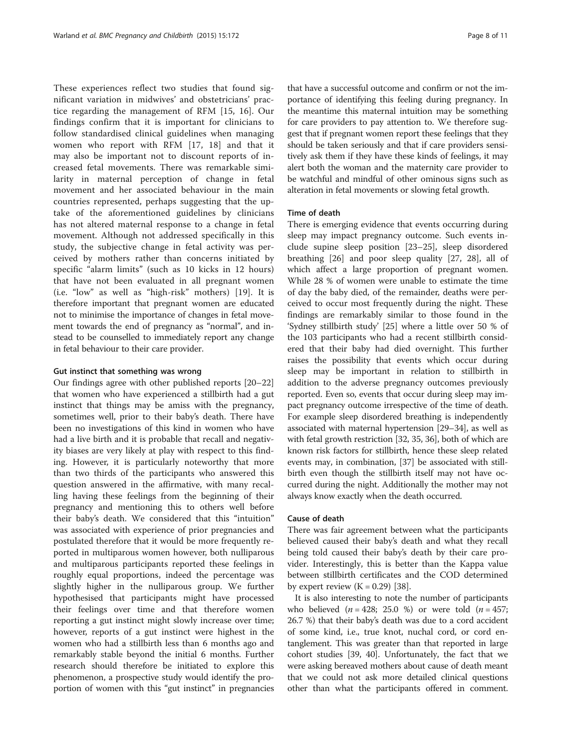These experiences reflect two studies that found significant variation in midwives' and obstetricians' practice regarding the management of RFM [15, 16]. Our findings confirm that it is important for clinicians to follow standardised clinical guidelines when managing women who report with RFM [17, 18] and that it may also be important not to discount reports of increased fetal movements. There was remarkable similarity in maternal perception of change in fetal movement and her associated behaviour in the main countries represented, perhaps suggesting that the uptake of the aforementioned guidelines by clinicians has not altered maternal response to a change in fetal movement. Although not addressed specifically in this study, the subjective change in fetal activity was perceived by mothers rather than concerns initiated by specific "alarm limits" (such as 10 kicks in 12 hours) that have not been evaluated in all pregnant women (i.e. "low" as well as "high-risk" mothers) [19]. It is therefore important that pregnant women are educated not to minimise the importance of changes in fetal movement towards the end of pregnancy as "normal", and instead to be counselled to immediately report any change in fetal behaviour to their care provider.

#### Gut instinct that something was wrong

Our findings agree with other published reports [20–22] that women who have experienced a stillbirth had a gut instinct that things may be amiss with the pregnancy, sometimes well, prior to their baby's death. There have been no investigations of this kind in women who have had a live birth and it is probable that recall and negativity biases are very likely at play with respect to this finding. However, it is particularly noteworthy that more than two thirds of the participants who answered this question answered in the affirmative, with many recalling having these feelings from the beginning of their pregnancy and mentioning this to others well before their baby's death. We considered that this "intuition" was associated with experience of prior pregnancies and postulated therefore that it would be more frequently reported in multiparous women however, both nulliparous and multiparous participants reported these feelings in roughly equal proportions, indeed the percentage was slightly higher in the nulliparous group. We further hypothesised that participants might have processed their feelings over time and that therefore women reporting a gut instinct might slowly increase over time; however, reports of a gut instinct were highest in the women who had a stillbirth less than 6 months ago and remarkably stable beyond the initial 6 months. Further research should therefore be initiated to explore this phenomenon, a prospective study would identify the proportion of women with this "gut instinct" in pregnancies that have a successful outcome and confirm or not the importance of identifying this feeling during pregnancy. In the meantime this maternal intuition may be something for care providers to pay attention to. We therefore suggest that if pregnant women report these feelings that they should be taken seriously and that if care providers sensitively ask them if they have these kinds of feelings, it may alert both the woman and the maternity care provider to be watchful and mindful of other ominous signs such as alteration in fetal movements or slowing fetal growth.

#### Time of death

There is emerging evidence that events occurring during sleep may impact pregnancy outcome. Such events include supine sleep position [23–25], sleep disordered breathing [26] and poor sleep quality [27, 28], all of which affect a large proportion of pregnant women. While 28 % of women were unable to estimate the time of day the baby died, of the remainder, deaths were perceived to occur most frequently during the night. These findings are remarkably similar to those found in the 'Sydney stillbirth study' [25] where a little over 50 % of the 103 participants who had a recent stillbirth considered that their baby had died overnight. This further raises the possibility that events which occur during sleep may be important in relation to stillbirth in addition to the adverse pregnancy outcomes previously reported. Even so, events that occur during sleep may impact pregnancy outcome irrespective of the time of death. For example sleep disordered breathing is independently associated with maternal hypertension [29–34], as well as with fetal growth restriction [32, 35, 36], both of which are known risk factors for stillbirth, hence these sleep related events may, in combination, [37] be associated with stillbirth even though the stillbirth itself may not have occurred during the night. Additionally the mother may not always know exactly when the death occurred.

#### Cause of death

There was fair agreement between what the participants believed caused their baby's death and what they recall being told caused their baby's death by their care provider. Interestingly, this is better than the Kappa value between stillbirth certificates and the COD determined by expert review ($K = 0.29$) [38].

It is also interesting to note the number of participants who believed ($n = 428$; 25.0 %) or were told ($n = 457$; 26.7 %) that their baby's death was due to a cord accident of some kind, i.e., true knot, nuchal cord, or cord entanglement. This was greater than that reported in large cohort studies [39, 40]. Unfortunately, the fact that we were asking bereaved mothers about cause of death meant that we could not ask more detailed clinical questions other than what the participants offered in comment.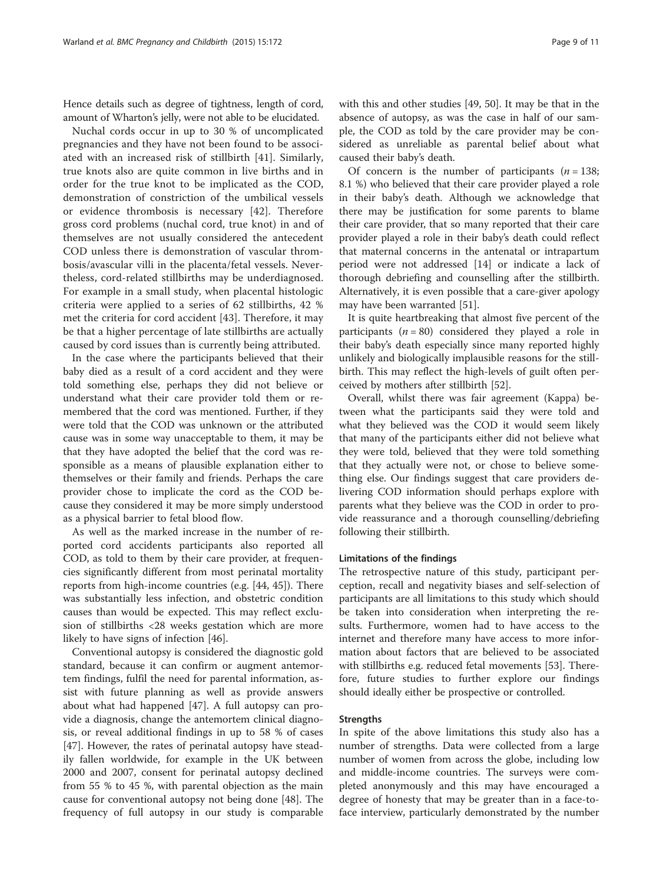Hence details such as degree of tightness, length of cord, amount of Wharton's jelly, were not able to be elucidated.

Nuchal cords occur in up to 30 % of uncomplicated pregnancies and they have not been found to be associated with an increased risk of stillbirth [41]. Similarly, true knots also are quite common in live births and in order for the true knot to be implicated as the COD, demonstration of constriction of the umbilical vessels or evidence thrombosis is necessary [42]. Therefore gross cord problems (nuchal cord, true knot) in and of themselves are not usually considered the antecedent COD unless there is demonstration of vascular thrombosis/avascular villi in the placenta/fetal vessels. Nevertheless, cord-related stillbirths may be underdiagnosed. For example in a small study, when placental histologic criteria were applied to a series of 62 stillbirths, 42 % met the criteria for cord accident [43]. Therefore, it may be that a higher percentage of late stillbirths are actually caused by cord issues than is currently being attributed.

In the case where the participants believed that their baby died as a result of a cord accident and they were told something else, perhaps they did not believe or understand what their care provider told them or remembered that the cord was mentioned. Further, if they were told that the COD was unknown or the attributed cause was in some way unacceptable to them, it may be that they have adopted the belief that the cord was responsible as a means of plausible explanation either to themselves or their family and friends. Perhaps the care provider chose to implicate the cord as the COD because they considered it may be more simply understood as a physical barrier to fetal blood flow.

As well as the marked increase in the number of reported cord accidents participants also reported all COD, as told to them by their care provider, at frequencies significantly different from most perinatal mortality reports from high-income countries (e.g. [44, 45]). There was substantially less infection, and obstetric condition causes than would be expected. This may reflect exclusion of stillbirths <28 weeks gestation which are more likely to have signs of infection [46].

Conventional autopsy is considered the diagnostic gold standard, because it can confirm or augment antemortem findings, fulfil the need for parental information, assist with future planning as well as provide answers about what had happened [47]. A full autopsy can provide a diagnosis, change the antemortem clinical diagnosis, or reveal additional findings in up to 58 % of cases [47]. However, the rates of perinatal autopsy have steadily fallen worldwide, for example in the UK between 2000 and 2007, consent for perinatal autopsy declined from 55 % to 45 %, with parental objection as the main cause for conventional autopsy not being done [48]. The frequency of full autopsy in our study is comparable with this and other studies [49, 50]. It may be that in the absence of autopsy, as was the case in half of our sample, the COD as told by the care provider may be considered as unreliable as parental belief about what caused their baby's death.

Of concern is the number of participants ($n = 138$; 8.1 %) who believed that their care provider played a role in their baby's death. Although we acknowledge that there may be justification for some parents to blame their care provider, that so many reported that their care provider played a role in their baby's death could reflect that maternal concerns in the antenatal or intrapartum period were not addressed [14] or indicate a lack of thorough debriefing and counselling after the stillbirth. Alternatively, it is even possible that a care-giver apology may have been warranted [51].

It is quite heartbreaking that almost five percent of the participants ($n = 80$) considered they played a role in their baby's death especially since many reported highly unlikely and biologically implausible reasons for the stillbirth. This may reflect the high-levels of guilt often perceived by mothers after stillbirth [52].

Overall, whilst there was fair agreement (Kappa) between what the participants said they were told and what they believed was the COD it would seem likely that many of the participants either did not believe what they were told, believed that they were told something that they actually were not, or chose to believe something else. Our findings suggest that care providers delivering COD information should perhaps explore with parents what they believe was the COD in order to provide reassurance and a thorough counselling/debriefing following their stillbirth.

### Limitations of the findings

The retrospective nature of this study, participant perception, recall and negativity biases and self-selection of participants are all limitations to this study which should be taken into consideration when interpreting the results. Furthermore, women had to have access to the internet and therefore many have access to more information about factors that are believed to be associated with stillbirths e.g. reduced fetal movements [53]. Therefore, future studies to further explore our findings should ideally either be prospective or controlled.

### Strengths

In spite of the above limitations this study also has a number of strengths. Data were collected from a large number of women from across the globe, including low and middle-income countries. The surveys were completed anonymously and this may have encouraged a degree of honesty that may be greater than in a face-to-face interview, particularly demonstrated by the number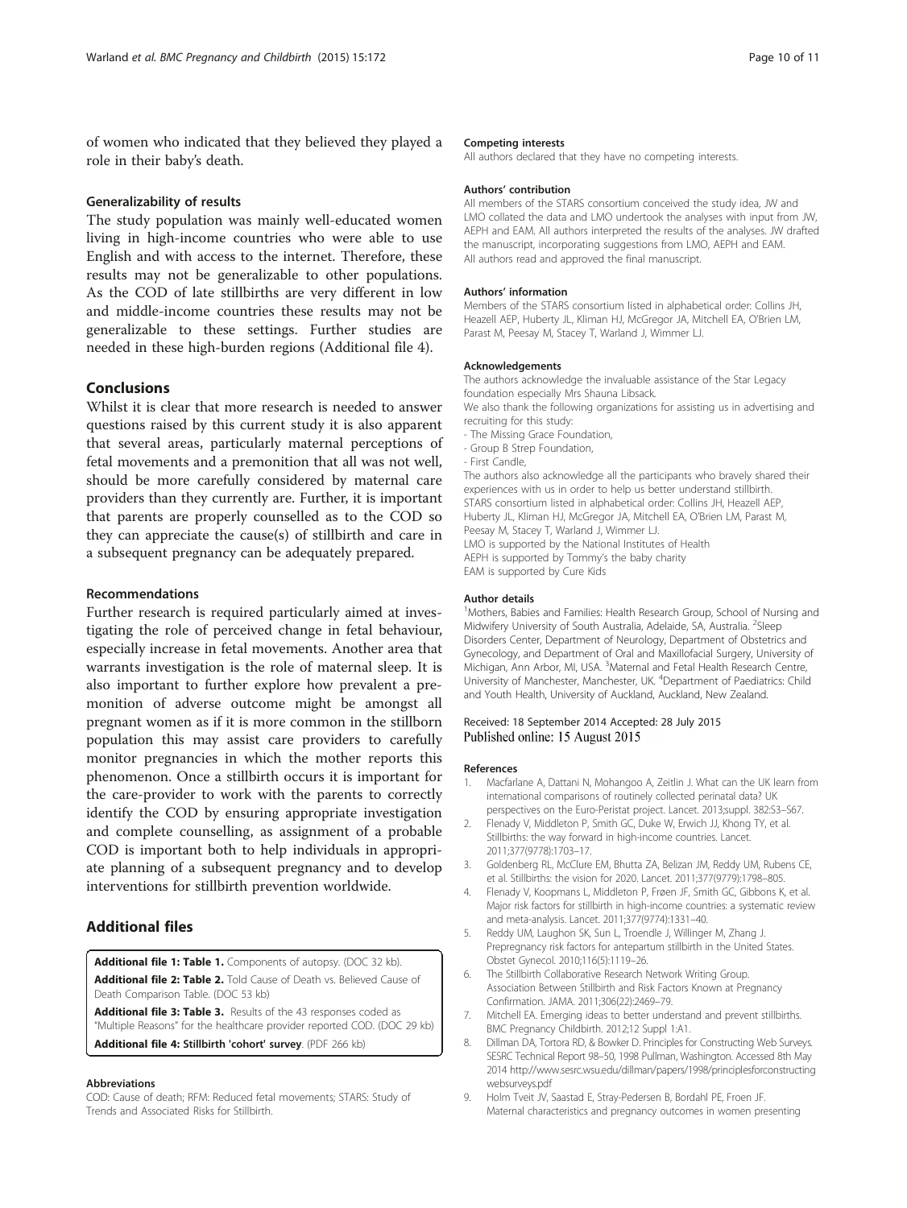of women who indicated that they believed they played a role in their baby's death.

### Generalizability of results

The study population was mainly well-educated women living in high-income countries who were able to use English and with access to the internet. Therefore, these results may not be generalizable to other populations. As the COD of late stillbirths are very different in low and middle-income countries these results may not be generalizable to these settings. Further studies are needed in these high-burden regions (Additional file 4).

## Conclusions

Whilst it is clear that more research is needed to answer questions raised by this current study it is also apparent that several areas, particularly maternal perceptions of fetal movements and a premonition that all was not well, should be more carefully considered by maternal care providers than they currently are. Further, it is important that parents are properly counselled as to the COD so they can appreciate the cause(s) of stillbirth and care in a subsequent pregnancy can be adequately prepared.

### Recommendations

Further research is required particularly aimed at investigating the role of perceived change in fetal behaviour, especially increase in fetal movements. Another area that warrants investigation is the role of maternal sleep. It is also important to further explore how prevalent a premonition of adverse outcome might be amongst all pregnant women as if it is more common in the stillborn population this may assist care providers to carefully monitor pregnancies in which the mother reports this phenomenon. Once a stillbirth occurs it is important for the care-provider to work with the parents to correctly identify the COD by ensuring appropriate investigation and complete counselling, as assignment of a probable COD is important both to help individuals in appropriate planning of a subsequent pregnancy and to develop interventions for stillbirth prevention worldwide.

## Additional files

**Additional file 1: Table 1.** Components of autopsy. (DOC 32 kb)
**Additional file 2: Table 2.** Told Cause of Death vs. Believed Cause of Death Comparison Table. (DOC 53 kb)
**Additional file 3: Table 3.** Results of the 43 responses coded as "Multiple Reasons" for the healthcare provider reported COD. (DOC 29 kb)
**Additional file 4: Stillbirth 'cohort' survey**. (PDF 266 kb)

#### Abbreviations

COD: Cause of death; RFM: Reduced fetal movements; STARS: Study of Trends and Associated Risks for Stillbirth.

#### Competing interests

All authors declared that they have no competing interests.

#### Authors' contribution

All members of the STARS consortium conceived the study idea, JW and LMO collated the data and LMO undertook the analyses with input from JW, AEPH and EAM. All authors interpreted the results of the analyses. JW drafted the manuscript, incorporating suggestions from LMO, AEPH and EAM. All authors read and approved the final manuscript.

#### Authors' information

Members of the STARS consortium listed in alphabetical order: Collins JH, Heazell AEP, Huberty JL, Kliman HJ, McGregor JA, Mitchell EA, O'Brien LM, Parast M, Peesay M, Stacey T, Warland J, Wimmer LJ.

#### Acknowledgements

The authors acknowledge the invaluable assistance of the Star Legacy foundation especially Mrs Shauna Libsack.
We also thank the following organizations for assisting us in advertising and recruiting for this study:
- The Missing Grace Foundation,
- Group B Strep Foundation,
- First Candle,

The authors also acknowledge all the participants who bravely shared their experiences with us in order to help us better understand stillbirth.
STARS consortium listed in alphabetical order: Collins JH, Heazell AEP, Huberty JL, Kliman HJ, McGregor JA, Mitchell EA, O'Brien LM, Parast M, Peesay M, Stacey T, Warland J, Wimmer LJ.
LMO is supported by the National Institutes of Health
AEPH is supported by Tommy's the baby charity
EAM is supported by Cure Kids

#### Author details

[1]Mothers, Babies and Families: Health Research Group, School of Nursing and Midwifery University of South Australia, Adelaide, SA, Australia. [2]Sleep Disorders Center, Department of Neurology, Department of Obstetrics and Gynecology, and Department of Oral and Maxillofacial Surgery, University of Michigan, Ann Arbor, MI, USA. [3]Maternal and Fetal Health Research Centre, University of Manchester, Manchester, UK. [4]Department of Paediatrics: Child and Youth Health, University of Auckland, Auckland, New Zealand.

Received: 18 September 2014 Accepted: 28 July 2015
Published online: 15 August 2015

#### References

1. Macfarlane A, Dattani N, Mohangoo A, Zeitlin J. What can the UK learn from international comparisons of routinely collected perinatal data? UK perspectives on the Euro-Peristat project. Lancet. 2013;suppl. 382:S3–S67.
2. Flenady V, Middleton P, Smith GC, Duke W, Erwich JJ, Khong TY, et al. Stillbirths: the way forward in high-income countries. Lancet. 2011;377(9778):1703–17.
3. Goldenberg RL, McClure EM, Bhutta ZA, Belizan JM, Reddy UM, Rubens CE, et al. Stillbirths: the vision for 2020. Lancet. 2011;377(9779):1798–805.
4. Flenady V, Koopmans L, Middleton P, Frøen JF, Smith GC, Gibbons K, et al. Major risk factors for stillbirth in high-income countries: a systematic review and meta-analysis. Lancet. 2011;377(9774):1331–40.
5. Reddy UM, Laughon SK, Sun L, Troendle J, Willinger M, Zhang J. Prepregnancy risk factors for antepartum stillbirth in the United States. Obstet Gynecol. 2010;116(5):1119–26.
6. The Stillbirth Collaborative Research Network Writing Group. Association Between Stillbirth and Risk Factors Known at Pregnancy Confirmation. JAMA. 2011;306(22):2469–79.
7. Mitchell EA. Emerging ideas to better understand and prevent stillbirths. BMC Pregnancy Childbirth. 2012;12 Suppl 1:A1.
8. Dillman DA, Tortora RD, & Bowker D. Principles for Constructing Web Surveys. SESRC Technical Report 98–50, 1998 Pullman, Washington. Accessed 8th May 2014 http://www.sesrc.wsu.edu/dillman/papers/1998/principlesforconstructingwebsurveys.pdf
9. Holm Tveit JV, Saastad E, Stray-Pedersen B, Bordahl PE, Froen JF. Maternal characteristics and pregnancy outcomes in women presenting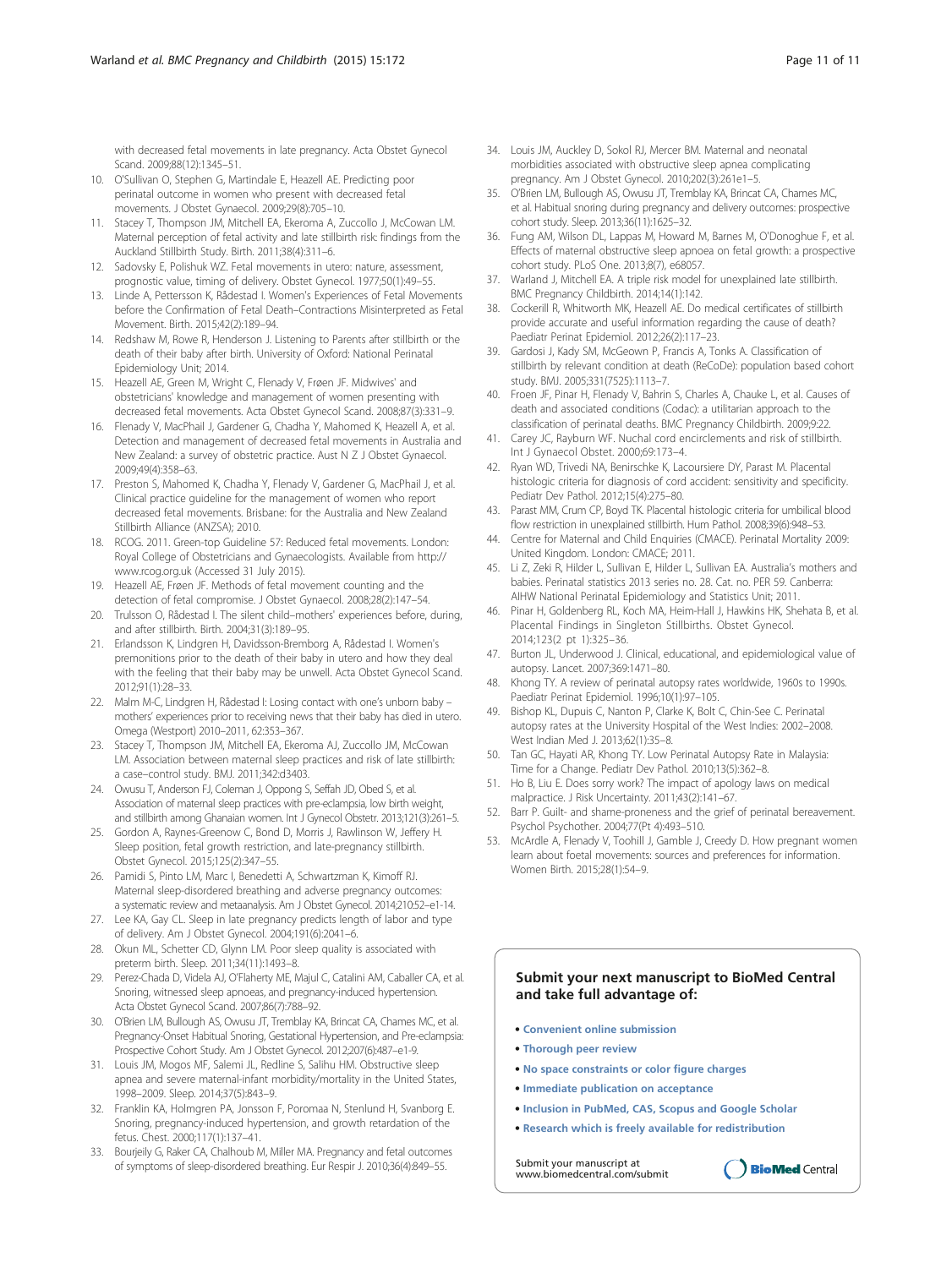with decreased fetal movements in late pregnancy. Acta Obstet Gynecol Scand. 2009;88(12):1345–51.

10. O'Sullivan O, Stephen G, Martindale E, Heazell AE. Predicting poor perinatal outcome in women who present with decreased fetal movements. J Obstet Gynaecol. 2009;29(8):705–10.
11. Stacey T, Thompson JM, Mitchell EA, Ekeroma A, Zuccollo J, McCowan LM. Maternal perception of fetal activity and late stillbirth risk: findings from the Auckland Stillbirth Study. Birth. 2011;38(4):311–6.
12. Sadovsky E, Polishuk WZ. Fetal movements in utero: nature, assessment, prognostic value, timing of delivery. Obstet Gynecol. 1977;50(1):49–55.
13. Linde A, Pettersson K, Rådestad I. Women's Experiences of Fetal Movements before the Confirmation of Fetal Death–Contractions Misinterpreted as Fetal Movement. Birth. 2015;42(2):189–94.
14. Redshaw M, Rowe R, Henderson J. Listening to Parents after stillbirth or the death of their baby after birth. University of Oxford: National Perinatal Epidemiology Unit; 2014.
15. Heazell AE, Green M, Wright C, Flenady V, Frøen JF. Midwives' and obstetricians' knowledge and management of women presenting with decreased fetal movements. Acta Obstet Gynecol Scand. 2008;87(3):331–9.
16. Flenady V, MacPhail J, Gardener G, Chadha Y, Mahomed K, Heazell A, et al. Detection and management of decreased fetal movements in Australia and New Zealand: a survey of obstetric practice. Aust N Z J Obstet Gynaecol. 2009;49(4):358–63.
17. Preston S, Mahomed K, Chadha Y, Flenady V, Gardener G, MacPhail J, et al. Clinical practice guideline for the management of women who report decreased fetal movements. Brisbane: for the Australia and New Zealand Stillbirth Alliance (ANZSA); 2010.
18. RCOG. 2011. Green-top Guideline 57: Reduced fetal movements. London: Royal College of Obstetricians and Gynaecologists. Available from http://www.rcog.org.uk (Accessed 31 July 2015).
19. Heazell AE, Frøen JF. Methods of fetal movement counting and the detection of fetal compromise. J Obstet Gynaecol. 2008;28(2):147–54.
20. Trulsson O, Rådestad I. The silent child–mothers' experiences before, during, and after stillbirth. Birth. 2004;31(3):189–95.
21. Erlandsson K, Lindgren H, Davidsson-Bremborg A, Rådestad I. Women's premonitions prior to the death of their baby in utero and how they deal with the feeling that their baby may be unwell. Acta Obstet Gynecol Scand. 2012;91(1):28–33.
22. Malm M-C, Lindgren H, Rådestad I: Losing contact with one's unborn baby – mothers' experiences prior to receiving news that their baby has died in utero. Omega (Westport) 2010–2011, 62:353–367.
23. Stacey T, Thompson JM, Mitchell EA, Ekeroma AJ, Zuccollo JM, McCowan LM. Association between maternal sleep practices and risk of late stillbirth: a case–control study. BMJ. 2011;342:d3403.
24. Owusu T, Anderson FJ, Coleman J, Oppong S, Seffah JD, Obed S, et al. Association of maternal sleep practices with pre-eclampsia, low birth weight, and stillbirth among Ghanaian women. Int J Gynecol Obstetr. 2013;121(3):261–5.
25. Gordon A, Raynes-Greenow C, Bond D, Morris J, Rawlinson W, Jeffery H. Sleep position, fetal growth restriction, and late-pregnancy stillbirth. Obstet Gynecol. 2015;125(2):347–55.
26. Pamidi S, Pinto LM, Marc I, Benedetti A, Schwartzman K, Kimoff RJ. Maternal sleep-disordered breathing and adverse pregnancy outcomes: a systematic review and metaanalysis. Am J Obstet Gynecol. 2014;210:52–e1-14.
27. Lee KA, Gay CL. Sleep in late pregnancy predicts length of labor and type of delivery. Am J Obstet Gynecol. 2004;191(6):2041–6.
28. Okun ML, Schetter CD, Glynn LM. Poor sleep quality is associated with preterm birth. Sleep. 2011;34(11):1493–8.
29. Perez-Chada D, Videla AJ, O'Flaherty ME, Majul C, Catalini AM, Caballer CA, et al. Snoring, witnessed sleep apnoeas, and pregnancy-induced hypertension. Acta Obstet Gynecol Scand. 2007;86(7):788–92.
30. O'Brien LM, Bullough AS, Owusu JT, Tremblay KA, Brincat CA, Chames MC, et al. Pregnancy-Onset Habitual Snoring, Gestational Hypertension, and Pre-eclampsia: Prospective Cohort Study. Am J Obstet Gynecol. 2012;207(6):487–e1-9.
31. Louis JM, Mogos MF, Salemi JL, Redline S, Salihu HM. Obstructive sleep apnea and severe maternal-infant morbidity/mortality in the United States, 1998–2009. Sleep. 2014;37(5):843–9.
32. Franklin KA, Holmgren PA, Jonsson F, Poromaa N, Stenlund H, Svanborg E. Snoring, pregnancy-induced hypertension, and growth retardation of the fetus. Chest. 2000;117(1):137–41.
33. Bourjeily G, Raker CA, Chalhoub M, Miller MA. Pregnancy and fetal outcomes of symptoms of sleep-disordered breathing. Eur Respir J. 2010;36(4):849–55.
34. Louis JM, Auckley D, Sokol RJ, Mercer BM. Maternal and neonatal morbidities associated with obstructive sleep apnea complicating pregnancy. Am J Obstet Gynecol. 2010;202(3):261e1–5.
35. O'Brien LM, Bullough AS, Owusu JT, Tremblay KA, Brincat CA, Chames MC, et al. Habitual snoring during pregnancy and delivery outcomes: prospective cohort study. Sleep. 2013;36(11):1625–32.
36. Fung AM, Wilson DL, Lappas M, Howard M, Barnes M, O'Donoghue F, et al. Effects of maternal obstructive sleep apnoea on fetal growth: a prospective cohort study. PLoS One. 2013;8(7), e68057.
37. Warland J, Mitchell EA. A triple risk model for unexplained late stillbirth. BMC Pregnancy Childbirth. 2014;14(1):142.
38. Cockerill R, Whitworth MK, Heazell AE. Do medical certificates of stillbirth provide accurate and useful information regarding the cause of death? Paediatr Perinat Epidemiol. 2012;26(2):117–23.
39. Gardosi J, Kady SM, McGeown P, Francis A, Tonks A. Classification of stillbirth by relevant condition at death (ReCoDe): population based cohort study. BMJ. 2005;331(7525):1113–7.
40. Froen JF, Pinar H, Flenady V, Bahrin S, Charles A, Chauke L, et al. Causes of death and associated conditions (Codac): a utilitarian approach to the classification of perinatal deaths. BMC Pregnancy Childbirth. 2009;9:22.
41. Carey JC, Rayburn WF. Nuchal cord encirclements and risk of stillbirth. Int J Gynaecol Obstet. 2000;69:173–4.
42. Ryan WD, Trivedi NA, Benirschke K, Lacoursiere DY, Parast M. Placental histologic criteria for diagnosis of cord accident: sensitivity and specificity. Pediatr Dev Pathol. 2012;15(4):275–80.
43. Parast MM, Crum CP, Boyd TK. Placental histologic criteria for umbilical blood flow restriction in unexplained stillbirth. Hum Pathol. 2008;39(6):948–53.
44. Centre for Maternal and Child Enquiries (CMACE). Perinatal Mortality 2009: United Kingdom. London: CMACE; 2011.
45. Li Z, Zeki R, Hilder L, Sullivan E, Hilder L, Sullivan EA. Australia's mothers and babies. Perinatal statistics 2013 series no. 28. Cat. no. PER 59. Canberra: AIHW National Perinatal Epidemiology and Statistics Unit; 2011.
46. Pinar H, Goldenberg RL, Koch MA, Heim-Hall J, Hawkins HK, Shehata B, et al. Placental Findings in Singleton Stillbirths. Obstet Gynecol. 2014;123(2 pt 1):325–36.
47. Burton JL, Underwood J. Clinical, educational, and epidemiological value of autopsy. Lancet. 2007;369:1471–80.
48. Khong TY. A review of perinatal autopsy rates worldwide, 1960s to 1990s. Paediatr Perinat Epidemiol. 1996;10(1):97–105.
49. Bishop KL, Dupuis C, Nanton P, Clarke K, Bolt C, Chin-See C. Perinatal autopsy rates at the University Hospital of the West Indies: 2002–2008. West Indian Med J. 2013;62(1):35–8.
50. Tan GC, Hayati AR, Khong TY. Low Perinatal Autopsy Rate in Malaysia: Time for a Change. Pediatr Dev Pathol. 2010;13(5):362–8.
51. Ho B, Liu E. Does sorry work? The impact of apology laws on medical malpractice. J Risk Uncertainty. 2011;43(2):141–67.
52. Barr P. Guilt- and shame-proneness and the grief of perinatal bereavement. Psychol Psychother. 2004;77(Pt 4):493–510.
53. McArdle A, Flenady V, Toohill J, Gamble J, Creedy D. How pregnant women learn about foetal movements: sources and preferences for information. Women Birth. 2015;28(1):54–9.

**Submit your next manuscript to BioMed Central and take full advantage of:**

- Convenient online submission
- Thorough peer review
- No space constraints or color figure charges
- Immediate publication on acceptance
- Inclusion in PubMed, CAS, Scopus and Google Scholar
- Research which is freely available for redistribution

Submit your manuscript at www.biomedcentral.com/submit

BioMed Central